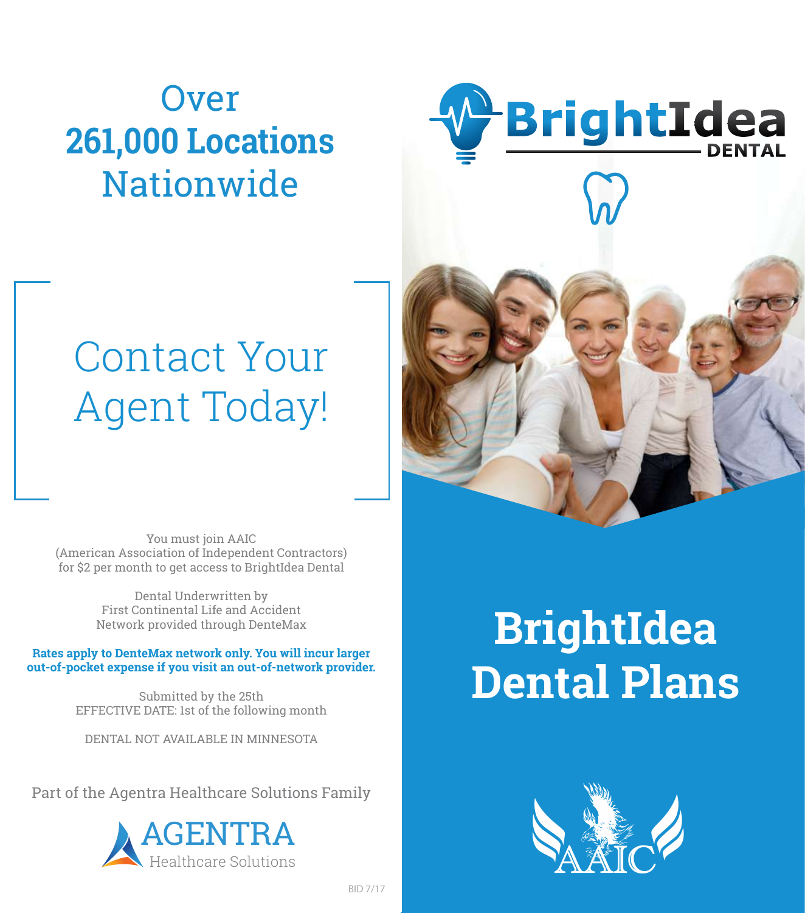# Over **261,000 Locations** Nationwide

## Contact Your Agent Today!

You must join AAIC (American Association of Independent Contractors) for $2 per month to get access to BrightIdea Dental

Dental Underwritten by First Continental Life and Accident
Network provided through DenteMax

**Rates apply to DenteMax network only. You will incur larger out-of-pocket expense if you visit an out-of-network provider.**

Submitted by the 25th
EFFECTIVE DATE: 1st of the following month

DENTAL NOT AVAILABLE IN MINNESOTA

Part of the Agentra Healthcare Solutions Family

AGENTRA Healthcare Solutions

BID 7/17

BrightIdea DENTAL

# BrightIdea Dental Plans

AAIC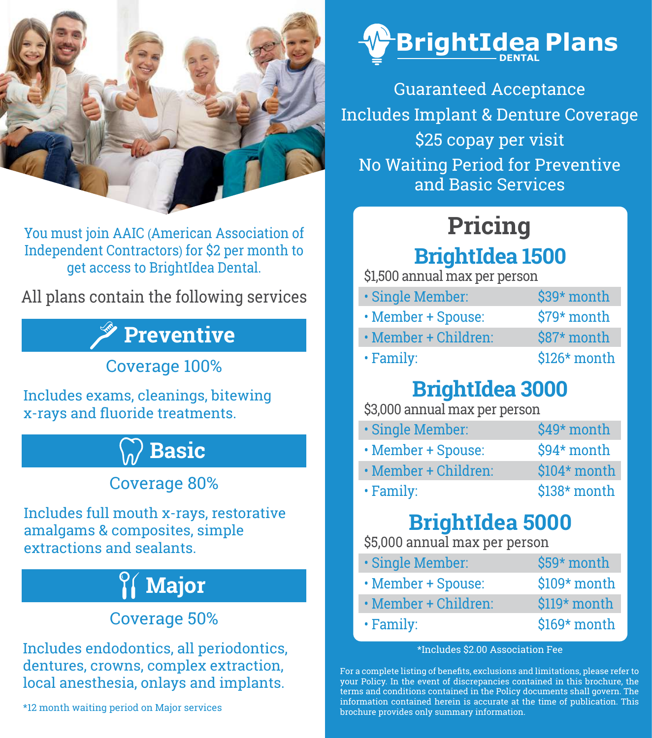You must join AAIC (American Association of Independent Contractors) for $2 per month to get access to BrightIdea Dental.

All plans contain the following services

## Preventive

Coverage 100%

Includes exams, cleanings, bitewing x-rays and fluoride treatments.

## Basic

Coverage 80%

Includes full mouth x-rays, restorative amalgams & composites, simple extractions and sealants.

## Major

Coverage 50%

Includes endodontics, all periodontics, dentures, crowns, complex extraction, local anesthesia, onlays and implants.

*12 month waiting period on Major services

# BrightIdea Plans DENTAL

Guaranteed Acceptance
Includes Implant & Denture Coverage
$25 copay per visit
No Waiting Period for Preventive and Basic Services

## Pricing

### BrightIdea 1500

$1,500 annual max per person

| | |
|---|---|
| • Single Member: | $39* month |
| • Member + Spouse: | $79* month |
| • Member + Children: | $87* month |
| • Family: | $126* month |

### BrightIdea 3000

$3,000 annual max per person

| | |
|---|---|
| • Single Member: | $49* month |
| • Member + Spouse: | $94* month |
| • Member + Children: | $104* month |
| • Family: | $138* month |

### BrightIdea 5000

$5,000 annual max per person

| | |
|---|---|
| • Single Member: | $59* month |
| • Member + Spouse: | $109* month |
| • Member + Children: | $119* month |
| • Family: | $169* month |

*Includes $2.00 Association Fee

For a complete listing of benefits, exclusions and limitations, please refer to your Policy. In the event of discrepancies contained in this brochure, the terms and conditions contained in the Policy documents shall govern. The information contained herein is accurate at the time of publication. This brochure provides only summary information.